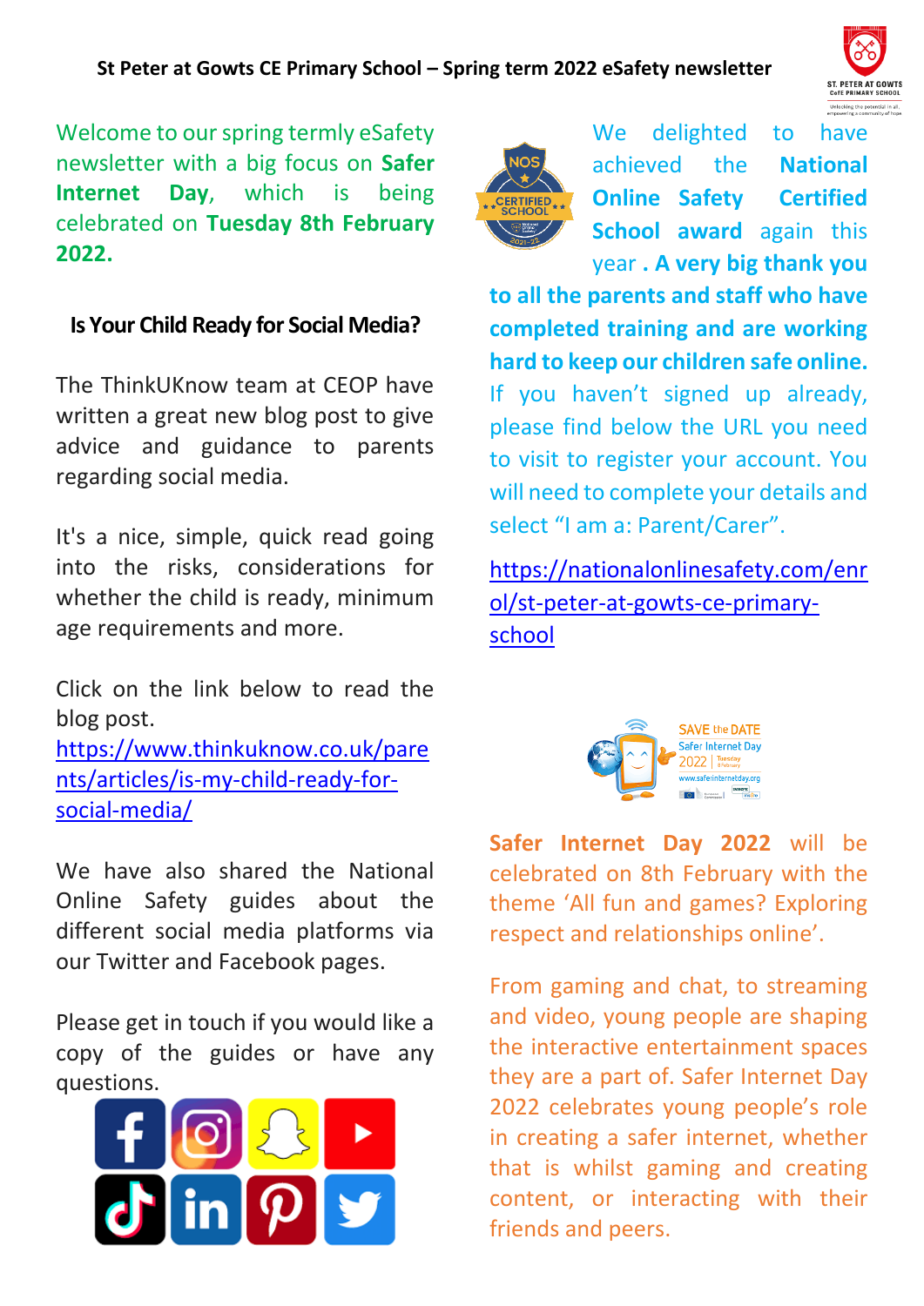# St Peter at Gowts CE Primary School – Spring term 2022 eSafety newsletter

Welcome to our spring termly eSafety newsletter with a big focus on **Safer Internet Day**, which is being celebrated on **Tuesday 8th February 2022.**

## Is Your Child Ready for Social Media?

The ThinkUKnow team at CEOP have written a great new blog post to give advice and guidance to parents regarding social media.

It's a nice, simple, quick read going into the risks, considerations for whether the child is ready, minimum age requirements and more.

Click on the link below to read the blog post.
https://www.thinkuknow.co.uk/parents/articles/is-my-child-ready-for-social-media/

We have also shared the National Online Safety guides about the different social media platforms via our Twitter and Facebook pages.

Please get in touch if you would like a copy of the guides or have any questions.

We delighted to have achieved the **National Online Safety Certified School award** again this year **. A very big thank you to all the parents and staff who have completed training and are working hard to keep our children safe online.** If you haven't signed up already, please find below the URL you need to visit to register your account. You will need to complete your details and select "I am a: Parent/Carer".

https://nationalonlinesafety.com/enrol/st-peter-at-gowts-ce-primary-school

**Safer Internet Day 2022** will be celebrated on 8th February with the theme 'All fun and games? Exploring respect and relationships online'.

From gaming and chat, to streaming and video, young people are shaping the interactive entertainment spaces they are a part of. Safer Internet Day 2022 celebrates young people's role in creating a safer internet, whether that is whilst gaming and creating content, or interacting with their friends and peers.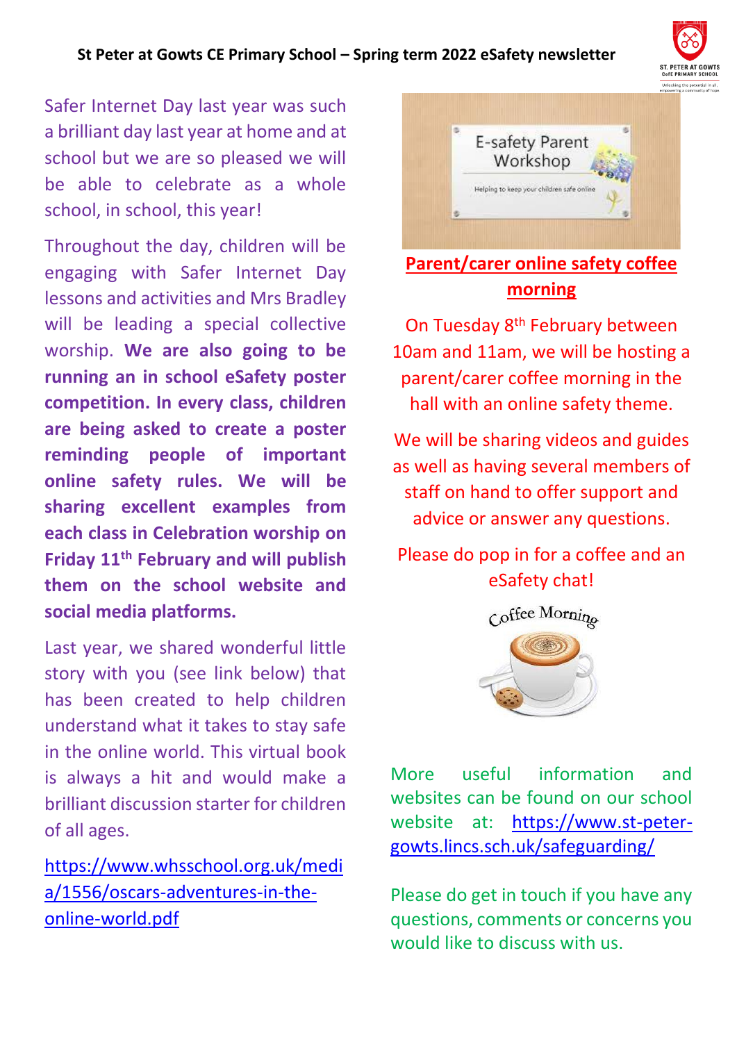# St Peter at Gowts CE Primary School – Spring term 2022 eSafety newsletter

Safer Internet Day last year was such a brilliant day last year at home and at school but we are so pleased we will be able to celebrate as a whole school, in school, this year!

Throughout the day, children will be engaging with Safer Internet Day lessons and activities and Mrs Bradley will be leading a special collective worship. **We are also going to be running an in school eSafety poster competition. In every class, children are being asked to create a poster reminding people of important online safety rules. We will be sharing excellent examples from each class in Celebration worship on Friday 11th February and will publish them on the school website and social media platforms.**

Last year, we shared wonderful little story with you (see link below) that has been created to help children understand what it takes to stay safe in the online world. This virtual book is always a hit and would make a brilliant discussion starter for children of all ages.

https://www.whsschool.org.uk/media/1556/oscars-adventures-in-the-online-world.pdf

E-safety Parent Workshop

Helping to keep your children safe online

## Parent/carer online safety coffee morning

On Tuesday 8th February between 10am and 11am, we will be hosting a parent/carer coffee morning in the hall with an online safety theme.

We will be sharing videos and guides as well as having several members of staff on hand to offer support and advice or answer any questions.

Please do pop in for a coffee and an eSafety chat!

Coffee Morning

More useful information and websites can be found on our school website at: https://www.st-peter-gowts.lincs.sch.uk/safeguarding/

Please do get in touch if you have any questions, comments or concerns you would like to discuss with us.